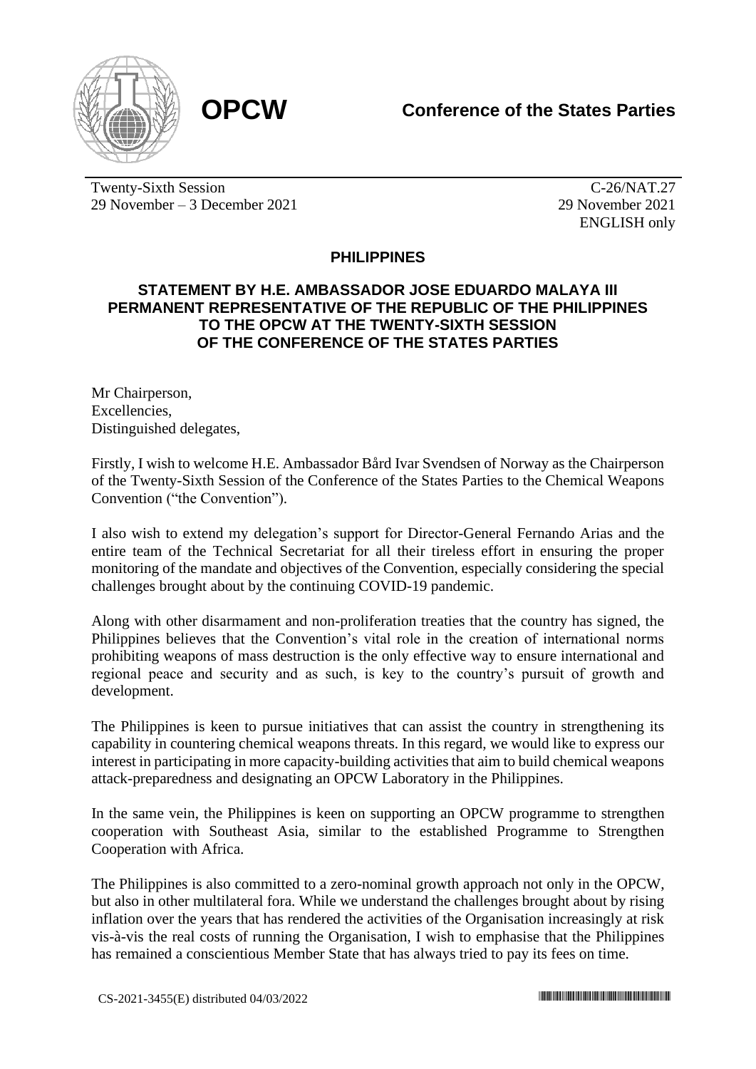**OPCW**

**Conference of the States Parties**

Twenty-Sixth Session
29 November – 3 December 2021

C-26/NAT.27
29 November 2021
ENGLISH only

## PHILIPPINES

### STATEMENT BY H.E. AMBASSADOR JOSE EDUARDO MALAYA III PERMANENT REPRESENTATIVE OF THE REPUBLIC OF THE PHILIPPINES TO THE OPCW AT THE TWENTY-SIXTH SESSION OF THE CONFERENCE OF THE STATES PARTIES

Mr Chairperson,
Excellencies,
Distinguished delegates,

Firstly, I wish to welcome H.E. Ambassador Bård Ivar Svendsen of Norway as the Chairperson of the Twenty-Sixth Session of the Conference of the States Parties to the Chemical Weapons Convention ("the Convention").

I also wish to extend my delegation's support for Director-General Fernando Arias and the entire team of the Technical Secretariat for all their tireless effort in ensuring the proper monitoring of the mandate and objectives of the Convention, especially considering the special challenges brought about by the continuing COVID-19 pandemic.

Along with other disarmament and non-proliferation treaties that the country has signed, the Philippines believes that the Convention's vital role in the creation of international norms prohibiting weapons of mass destruction is the only effective way to ensure international and regional peace and security and as such, is key to the country's pursuit of growth and development.

The Philippines is keen to pursue initiatives that can assist the country in strengthening its capability in countering chemical weapons threats. In this regard, we would like to express our interest in participating in more capacity-building activities that aim to build chemical weapons attack-preparedness and designating an OPCW Laboratory in the Philippines.

In the same vein, the Philippines is keen on supporting an OPCW programme to strengthen cooperation with Southeast Asia, similar to the established Programme to Strengthen Cooperation with Africa.

The Philippines is also committed to a zero-nominal growth approach not only in the OPCW, but also in other multilateral fora. While we understand the challenges brought about by rising inflation over the years that has rendered the activities of the Organisation increasingly at risk vis-à-vis the real costs of running the Organisation, I wish to emphasise that the Philippines has remained a conscientious Member State that has always tried to pay its fees on time.

CS-2021-3455(E) distributed 04/03/2022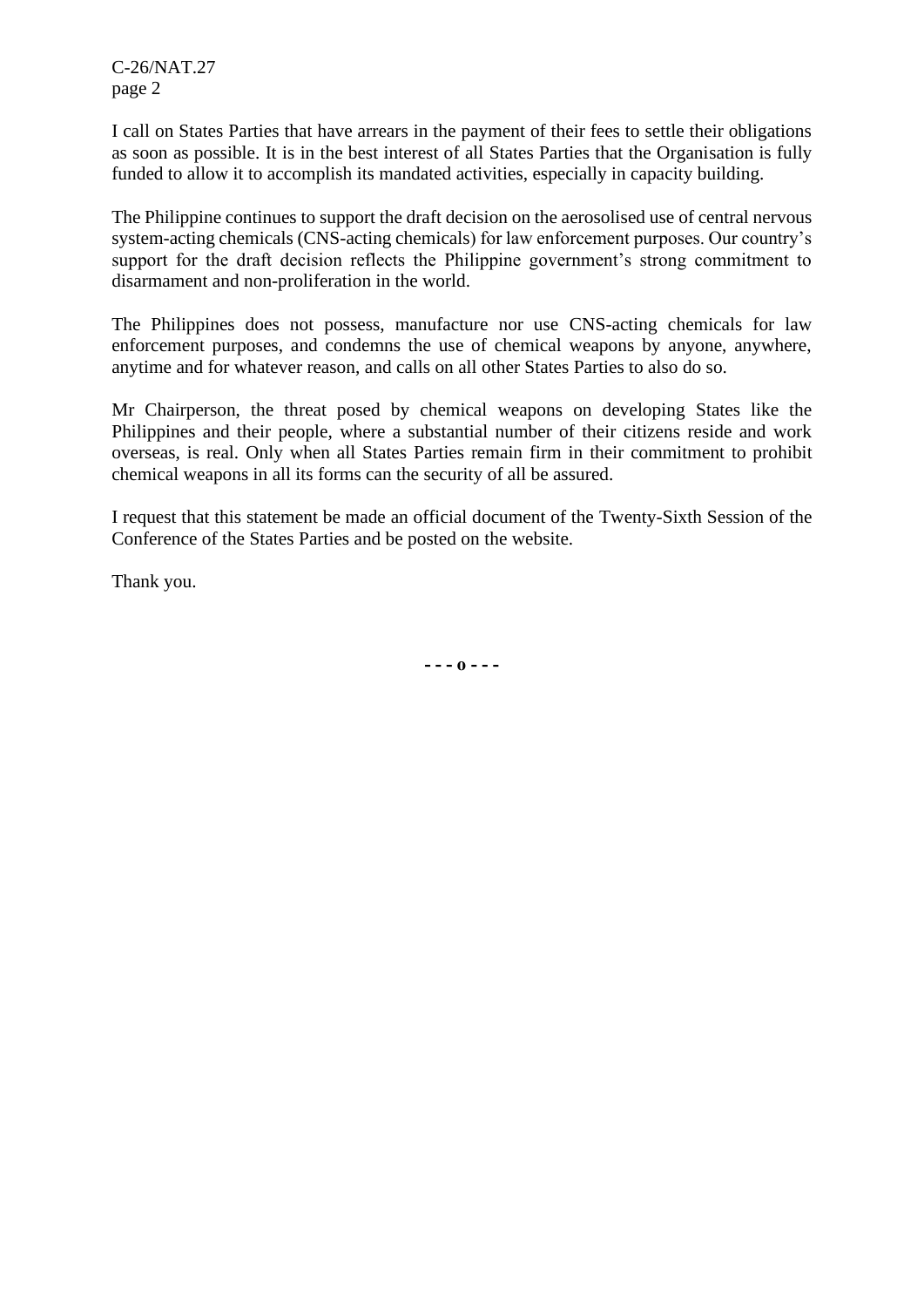I call on States Parties that have arrears in the payment of their fees to settle their obligations as soon as possible. It is in the best interest of all States Parties that the Organisation is fully funded to allow it to accomplish its mandated activities, especially in capacity building.

The Philippine continues to support the draft decision on the aerosolised use of central nervous system-acting chemicals (CNS-acting chemicals) for law enforcement purposes. Our country's support for the draft decision reflects the Philippine government's strong commitment to disarmament and non-proliferation in the world.

The Philippines does not possess, manufacture nor use CNS-acting chemicals for law enforcement purposes, and condemns the use of chemical weapons by anyone, anywhere, anytime and for whatever reason, and calls on all other States Parties to also do so.

Mr Chairperson, the threat posed by chemical weapons on developing States like the Philippines and their people, where a substantial number of their citizens reside and work overseas, is real. Only when all States Parties remain firm in their commitment to prohibit chemical weapons in all its forms can the security of all be assured.

I request that this statement be made an official document of the Twenty-Sixth Session of the Conference of the States Parties and be posted on the website.

Thank you.

**- - - o - - -**